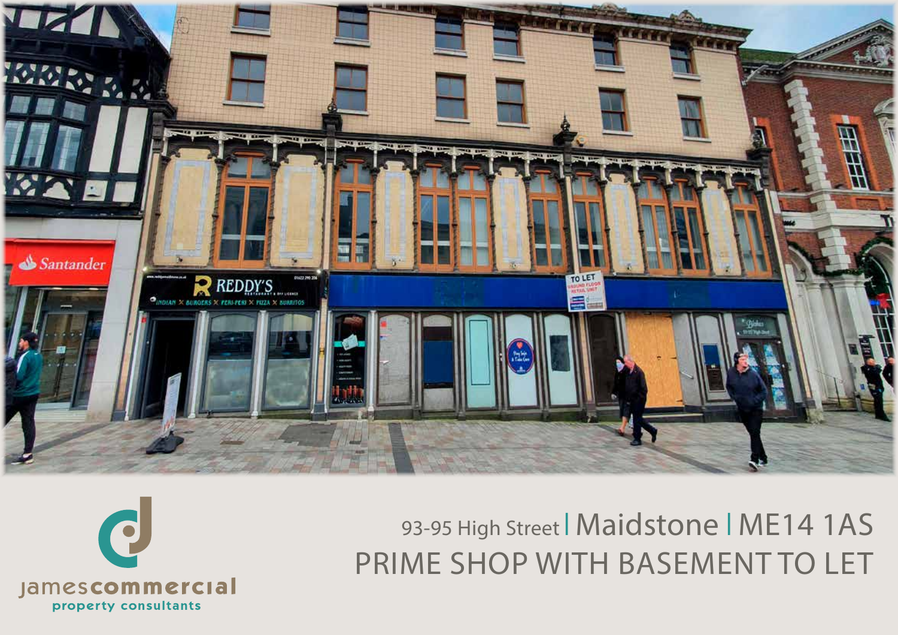93-95 High Street | Maidstone | ME14 1AS

# PRIME SHOP WITH BASEMENT TO LET

jamescommercial
property consultants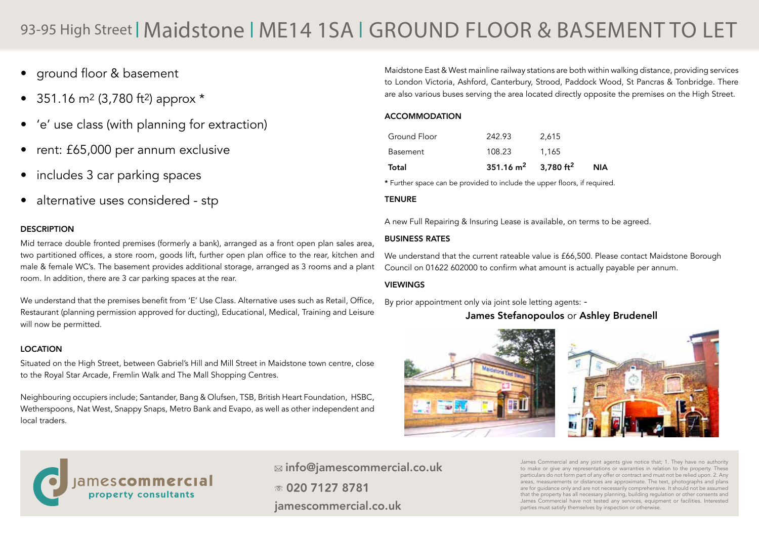# 93-95 High Street | Maidstone | ME14 1SA | GROUND FLOOR & BASEMENT TO LET

- ground floor & basement
- 351.16 m$^2$ (3,780 ft$^2$) approx *
- 'e' use class (with planning for extraction)
- rent: £65,000 per annum exclusive
- includes 3 car parking spaces
- alternative uses considered - stp

## DESCRIPTION

Mid terrace double fronted premises (formerly a bank), arranged as a front open plan sales area, two partitioned offices, a store room, goods lift, further open plan office to the rear, kitchen and male & female WC's. The basement provides additional storage, arranged as 3 rooms and a plant room. In addition, there are 3 car parking spaces at the rear.

We understand that the premises benefit from 'E' Use Class. Alternative uses such as Retail, Office, Restaurant (planning permission approved for ducting), Educational, Medical, Training and Leisure will now be permitted.

## LOCATION

Situated on the High Street, between Gabriel's Hill and Mill Street in Maidstone town centre, close to the Royal Star Arcade, Fremlin Walk and The Mall Shopping Centres.

Neighbouring occupiers include; Santander, Bang & Olufsen, TSB, British Heart Foundation, HSBC, Wetherspoons, Nat West, Snappy Snaps, Metro Bank and Evapo, as well as other independent and local traders.

Maidstone East & West mainline railway stations are both within walking distance, providing services to London Victoria, Ashford, Canterbury, Strood, Paddock Wood, St Pancras & Tonbridge. There are also various buses serving the area located directly opposite the premises on the High Street.

## ACCOMMODATION

| | | | |
|---|---|---|---|
| Ground Floor | 242.93 | 2,615 | |
| Basement | 108.23 | 1,165 | |
| **Total** | **351.16 m$^2$** | **3,780 ft$^2$** | **NIA** |

* Further space can be provided to include the upper floors, if required.

## TENURE

A new Full Repairing & Insuring Lease is available, on terms to be agreed.

## BUSINESS RATES

We understand that the current rateable value is £66,500. Please contact Maidstone Borough Council on 01622 602000 to confirm what amount is actually payable per annum.

## VIEWINGS

By prior appointment only via joint sole letting agents: -

**James Stefanopoulos** or **Ashley Brudenell**

jamescommercial property consultants

**info@jamescommercial.co.uk**

**020 7127 8781**

**jamescommercial.co.uk**

James Commercial and any joint agents give notice that; 1. They have no authority to make or give any representations or warranties in relation to the property. These particulars do not form part of any offer or contract and must not be relied upon. 2. Any areas, measurements or distances are approximate. The text, photographs and plans are for guidance only and are not necessarily comprehensive. It should not be assumed that the property has all necessary planning, building regulation or other consents and James Commercial have not tested any services, equipment or facilities. Interested parties must satisfy themselves by inspection or otherwise.